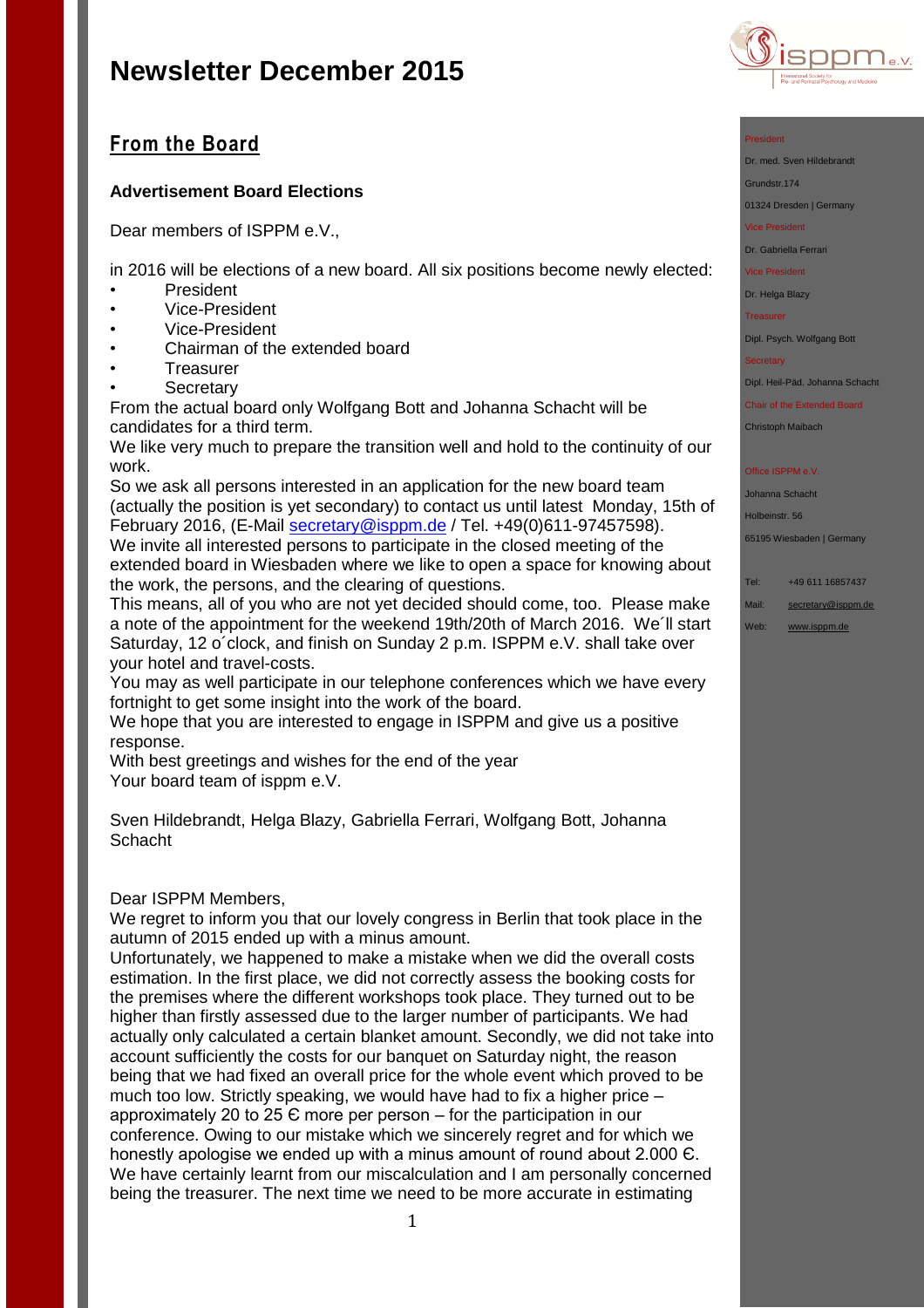# Newsletter December 2015

## From the Board

### Advertisement Board Elections

Dear members of ISPPM e.V.,

in 2016 will be elections of a new board. All six positions become newly elected:

- President
- Vice-President
- Vice-President
- Chairman of the extended board
- Treasurer
- Secretary

From the actual board only Wolfgang Bott and Johanna Schacht will be candidates for a third term.

We like very much to prepare the transition well and hold to the continuity of our work.

So we ask all persons interested in an application for the new board team (actually the position is yet secondary) to contact us until latest Monday, 15th of February 2016, (E-Mail secretary@isppm.de / Tel. +49(0)611-97457598).

We invite all interested persons to participate in the closed meeting of the extended board in Wiesbaden where we like to open a space for knowing about the work, the persons, and the clearing of questions.

This means, all of you who are not yet decided should come, too. Please make a note of the appointment for the weekend 19th/20th of March 2016. We´ll start Saturday, 12 o´clock, and finish on Sunday 2 p.m. ISPPM e.V. shall take over your hotel and travel-costs.

You may as well participate in our telephone conferences which we have every fortnight to get some insight into the work of the board.

We hope that you are interested to engage in ISPPM and give us a positive response.

With best greetings and wishes for the end of the year

Your board team of isppm e.V.

Sven Hildebrandt, Helga Blazy, Gabriella Ferrari, Wolfgang Bott, Johanna Schacht

Dear ISPPM Members,

We regret to inform you that our lovely congress in Berlin that took place in the autumn of 2015 ended up with a minus amount.

Unfortunately, we happened to make a mistake when we did the overall costs estimation. In the first place, we did not correctly assess the booking costs for the premises where the different workshops took place. They turned out to be higher than firstly assessed due to the larger number of participants. We had actually only calculated a certain blanket amount. Secondly, we did not take into account sufficiently the costs for our banquet on Saturday night, the reason being that we had fixed an overall price for the whole event which proved to be much too low. Strictly speaking, we would have had to fix a higher price – approximately 20 to 25 € more per person – for the participation in our conference. Owing to our mistake which we sincerely regret and for which we honestly apologise we ended up with a minus amount of round about 2.000 €. We have certainly learnt from our miscalculation and I am personally concerned being the treasurer. The next time we need to be more accurate in estimating

President
Dr. med. Sven Hildebrandt
Grundstr.174
01324 Dresden | Germany

Vice President
Dr. Gabriella Ferrari

Vice President
Dr. Helga Blazy

Treasurer
Dipl. Psych. Wolfgang Bott

Secretary
Dipl. Heil-Päd. Johanna Schacht

Chair of the Extended Board
Christoph Maibach

Office ISPPM e.V.
Johanna Schacht
Holbeinstr. 56
65195 Wiesbaden | Germany

Tel: +49 611 16857437
Mail: secretary@isppm.de
Web: www.isppm.de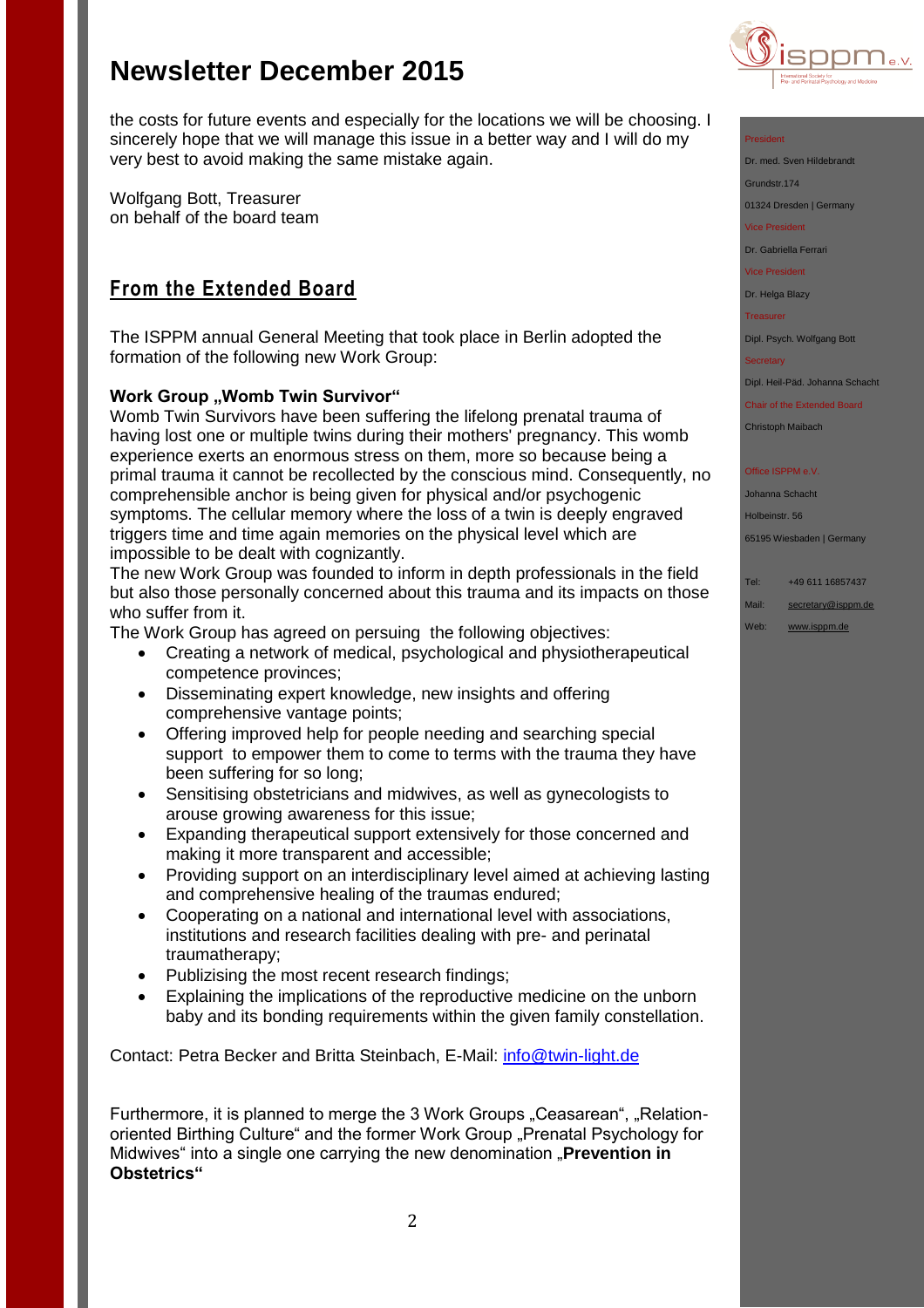the costs for future events and especially for the locations we will be choosing. I sincerely hope that we will manage this issue in a better way and I will do my very best to avoid making the same mistake again.

Wolfgang Bott, Treasurer
on behalf of the board team

## From the Extended Board

The ISPPM annual General Meeting that took place in Berlin adopted the formation of the following new Work Group:

**Work Group „Womb Twin Survivor“**

Womb Twin Survivors have been suffering the lifelong prenatal trauma of having lost one or multiple twins during their mothers' pregnancy. This womb experience exerts an enormous stress on them, more so because being a primal trauma it cannot be recollected by the conscious mind. Consequently, no comprehensible anchor is being given for physical and/or psychogenic symptoms. The cellular memory where the loss of a twin is deeply engraved triggers time and time again memories on the physical level which are impossible to be dealt with cognizantly.

The new Work Group was founded to inform in depth professionals in the field but also those personally concerned about this trauma and its impacts on those who suffer from it.

The Work Group has agreed on persuing the following objectives:

- Creating a network of medical, psychological and physiotherapeutical competence provinces;
- Disseminating expert knowledge, new insights and offering comprehensive vantage points;
- Offering improved help for people needing and searching special support to empower them to come to terms with the trauma they have been suffering for so long;
- Sensitising obstetricians and midwives, as well as gynecologists to arouse growing awareness for this issue;
- Expanding therapeutical support extensively for those concerned and making it more transparent and accessible;
- Providing support on an interdisciplinary level aimed at achieving lasting and comprehensive healing of the traumas endured;
- Cooperating on a national and international level with associations, institutions and research facilities dealing with pre- and perinatal traumatherapy;
- Publizising the most recent research findings;
- Explaining the implications of the reproductive medicine on the unborn baby and its bonding requirements within the given family constellation.

Contact: Petra Becker and Britta Steinbach, E-Mail: info@twin-light.de

Furthermore, it is planned to merge the 3 Work Groups „Ceasarean“, „Relation-oriented Birthing Culture“ and the former Work Group „Prenatal Psychology for Midwives“ into a single one carrying the new denomination „**Prevention in Obstetrics“**

President
Dr. med. Sven Hildebrandt
Grundstr.174
01324 Dresden | Germany

Vice President
Dr. Gabriella Ferrari

Vice President
Dr. Helga Blazy

Treasurer
Dipl. Psych. Wolfgang Bott

Secretary
Dipl. Heil-Päd. Johanna Schacht

Chair of the Extended Board
Christoph Maibach

Office ISPPM e.V.
Johanna Schacht
Holbeinstr. 56
65195 Wiesbaden | Germany

Tel: +49 611 16857437
Mail: secretary@isppm.de
Web: www.isppm.de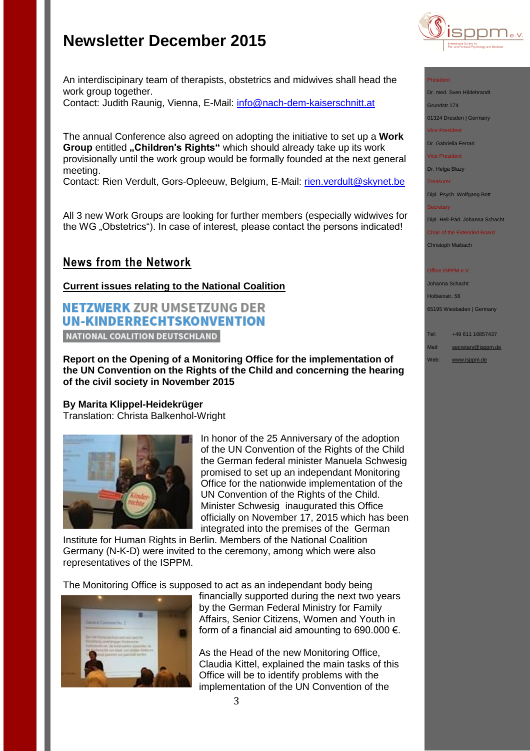An interdiscipinary team of therapists, obstetrics and midwives shall head the work group together.
Contact: Judith Raunig, Vienna, E-Mail: info@nach-dem-kaiserschnitt.at

The annual Conference also agreed on adopting the initiative to set up a **Work Group** entitled **„Children's Rights“** which should already take up its work provisionally until the work group would be formally founded at the next general meeting.
Contact: Rien Verdult, Gors-Opleeuw, Belgium, E-Mail: rien.verdult@skynet.be

All 3 new Work Groups are looking for further members (especially widwives for the WG „Obstetrics“). In case of interest, please contact the persons indicated!

## News from the Network

### Current issues relating to the National Coalition

NETZWERK ZUR UMSETZUNG DER UN-KINDERRECHTSKONVENTION
NATIONAL COALITION DEUTSCHLAND

**Report on the Opening of a Monitoring Office for the implementation of the UN Convention on the Rights of the Child and concerning the hearing of the civil society in November 2015**

**By Marita Klippel-Heidekrüger**
Translation: Christa Balkenhol-Wright

In honor of the 25 Anniversary of the adoption of the UN Convention of the Rights of the Child the German federal minister Manuela Schwesig promised to set up an independant Monitoring Office for the nationwide implementation of the UN Convention of the Rights of the Child. Minister Schwesig inaugurated this Office officially on November 17, 2015 which has been integrated into the premises of the German Institute for Human Rights in Berlin. Members of the National Coalition Germany (N-K-D) were invited to the ceremony, among which were also representatives of the ISPPM.

The Monitoring Office is supposed to act as an independant body being financially supported during the next two years by the German Federal Ministry for Family Affairs, Senior Citizens, Women and Youth in form of a financial aid amounting to 690.000 €.

As the Head of the new Monitoring Office, Claudia Kittel, explained the main tasks of this Office will be to identify problems with the implementation of the UN Convention of the

President
Dr. med. Sven Hildebrandt
Grundstr.174
01324 Dresden | Germany
Vice President
Dr. Gabriella Ferrari
Vice President
Dr. Helga Blazy
Treasurer
Dipl. Psych. Wolfgang Bott
Secretary
Dipl. Heil-Päd. Johanna Schacht
Chair of the Extended Board
Christoph Maibach

Office ISPPM e.V.
Johanna Schacht
Holbeinstr. 56
65195 Wiesbaden | Germany

Tel: +49 611 16857437
Mail: secretary@isppm.de
Web: www.isppm.de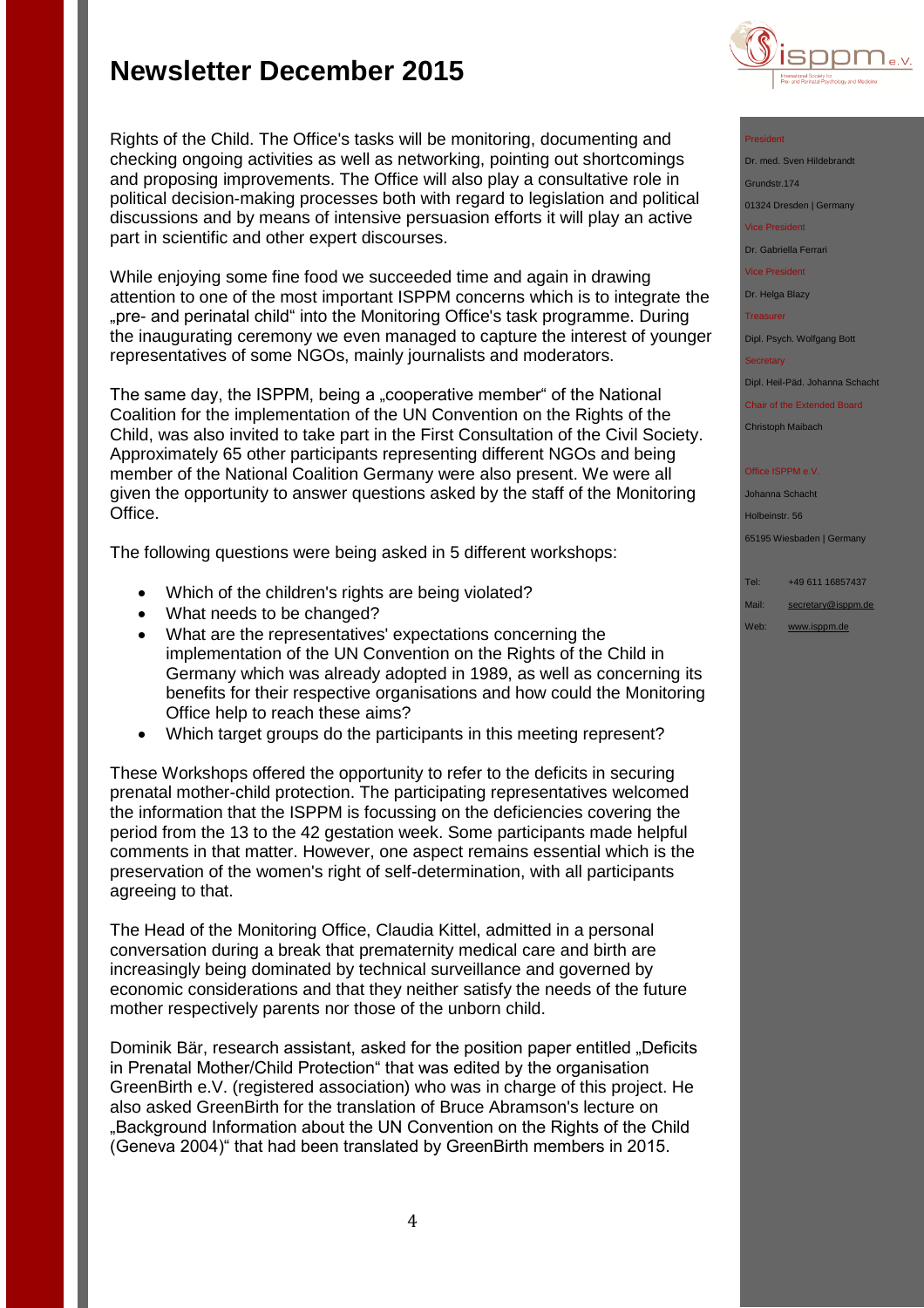Rights of the Child. The Office's tasks will be monitoring, documenting and checking ongoing activities as well as networking, pointing out shortcomings and proposing improvements. The Office will also play a consultative role in political decision-making processes both with regard to legislation and political discussions and by means of intensive persuasion efforts it will play an active part in scientific and other expert discourses.

While enjoying some fine food we succeeded time and again in drawing attention to one of the most important ISPPM concerns which is to integrate the „pre- and perinatal child" into the Monitoring Office's task programme. During the inaugurating ceremony we even managed to capture the interest of younger representatives of some NGOs, mainly journalists and moderators.

The same day, the ISPPM, being a „cooperative member" of the National Coalition for the implementation of the UN Convention on the Rights of the Child, was also invited to take part in the First Consultation of the Civil Society. Approximately 65 other participants representing different NGOs and being member of the National Coalition Germany were also present. We were all given the opportunity to answer questions asked by the staff of the Monitoring Office.

The following questions were being asked in 5 different workshops:

- Which of the children's rights are being violated?
- What needs to be changed?
- What are the representatives' expectations concerning the implementation of the UN Convention on the Rights of the Child in Germany which was already adopted in 1989, as well as concerning its benefits for their respective organisations and how could the Monitoring Office help to reach these aims?
- Which target groups do the participants in this meeting represent?

These Workshops offered the opportunity to refer to the deficits in securing prenatal mother-child protection. The participating representatives welcomed the information that the ISPPM is focussing on the deficiencies covering the period from the 13 to the 42 gestation week. Some participants made helpful comments in that matter. However, one aspect remains essential which is the preservation of the women's right of self-determination, with all participants agreeing to that.

The Head of the Monitoring Office, Claudia Kittel, admitted in a personal conversation during a break that prematernity medical care and birth are increasingly being dominated by technical surveillance and governed by economic considerations and that they neither satisfy the needs of the future mother respectively parents nor those of the unborn child.

Dominik Bär, research assistant, asked for the position paper entitled „Deficits in Prenatal Mother/Child Protection" that was edited by the organisation GreenBirth e.V. (registered association) who was in charge of this project. He also asked GreenBirth for the translation of Bruce Abramson's lecture on „Background Information about the UN Convention on the Rights of the Child (Geneva 2004)" that had been translated by GreenBirth members in 2015.

President
Dr. med. Sven Hildebrandt
Grundstr.174
01324 Dresden | Germany

Vice President
Dr. Gabriella Ferrari

Vice President
Dr. Helga Blazy

Treasurer
Dipl. Psych. Wolfgang Bott

Secretary
Dipl. Heil-Päd. Johanna Schacht

Chair of the Extended Board
Christoph Maibach

Office ISPPM e.V.
Johanna Schacht
Holbeinstr. 56
65195 Wiesbaden | Germany

Tel: +49 611 16857437
Mail: secretary@isppm.de
Web: www.isppm.de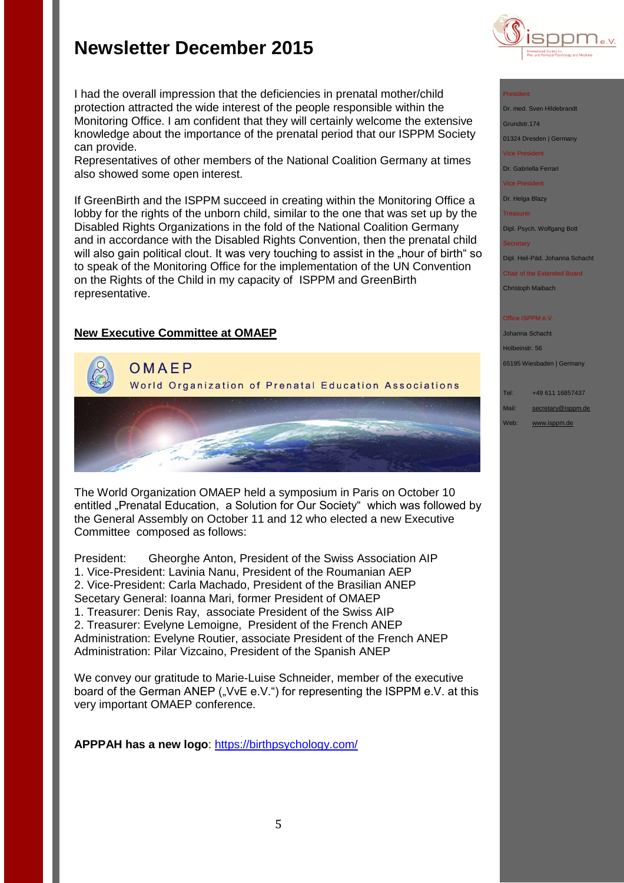# Newsletter December 2015

I had the overall impression that the deficiencies in prenatal mother/child protection attracted the wide interest of the people responsible within the Monitoring Office. I am confident that they will certainly welcome the extensive knowledge about the importance of the prenatal period that our ISPPM Society can provide.
Representatives of other members of the National Coalition Germany at times also showed some open interest.

If GreenBirth and the ISPPM succeed in creating within the Monitoring Office a lobby for the rights of the unborn child, similar to the one that was set up by the Disabled Rights Organizations in the fold of the National Coalition Germany and in accordance with the Disabled Rights Convention, then the prenatal child will also gain political clout. It was very touching to assist in the „hour of birth" so to speak of the Monitoring Office for the implementation of the UN Convention on the Rights of the Child in my capacity of ISPPM and GreenBirth representative.

## New Executive Committee at OMAEP

OMAEP
World Organization of Prenatal Education Associations

The World Organization OMAEP held a symposium in Paris on October 10 entitled „Prenatal Education, a Solution for Our Society" which was followed by the General Assembly on October 11 and 12 who elected a new Executive Committee composed as follows:

President: Gheorghe Anton, President of the Swiss Association AIP
1. Vice-President: Lavinia Nanu, President of the Roumanian AEP
2. Vice-President: Carla Machado, President of the Brasilian ANEP
Secetary General: Ioanna Mari, former President of OMAEP
1. Treasurer: Denis Ray, associate President of the Swiss AIP
2. Treasurer: Evelyne Lemoigne, President of the French ANEP
Administration: Evelyne Routier, associate President of the French ANEP
Administration: Pilar Vizcaino, President of the Spanish ANEP

We convey our gratitude to Marie-Luise Schneider, member of the executive board of the German ANEP („VvE e.V.") for representing the ISPPM e.V. at this very important OMAEP conference.

**APPPAH has a new logo**: https://birthpsychology.com/

---

isppm e.V.
International Society for Pre- and Perinatal Psychology and Medicine

President
Dr. med. Sven Hildebrandt
Grundstr.174
01324 Dresden | Germany

Vice President
Dr. Gabriella Ferrari

Vice President
Dr. Helga Blazy

Treasurer
Dipl. Psych. Wolfgang Bott

Secretary
Dipl. Heil-Päd. Johanna Schacht

Chair of the Extended Board
Christoph Maibach

Office ISPPM e.V.
Johanna Schacht
Holbeinstr. 56
65195 Wiesbaden | Germany

Tel: +49 611 16857437
Mail: secretary@isppm.de
Web: www.isppm.de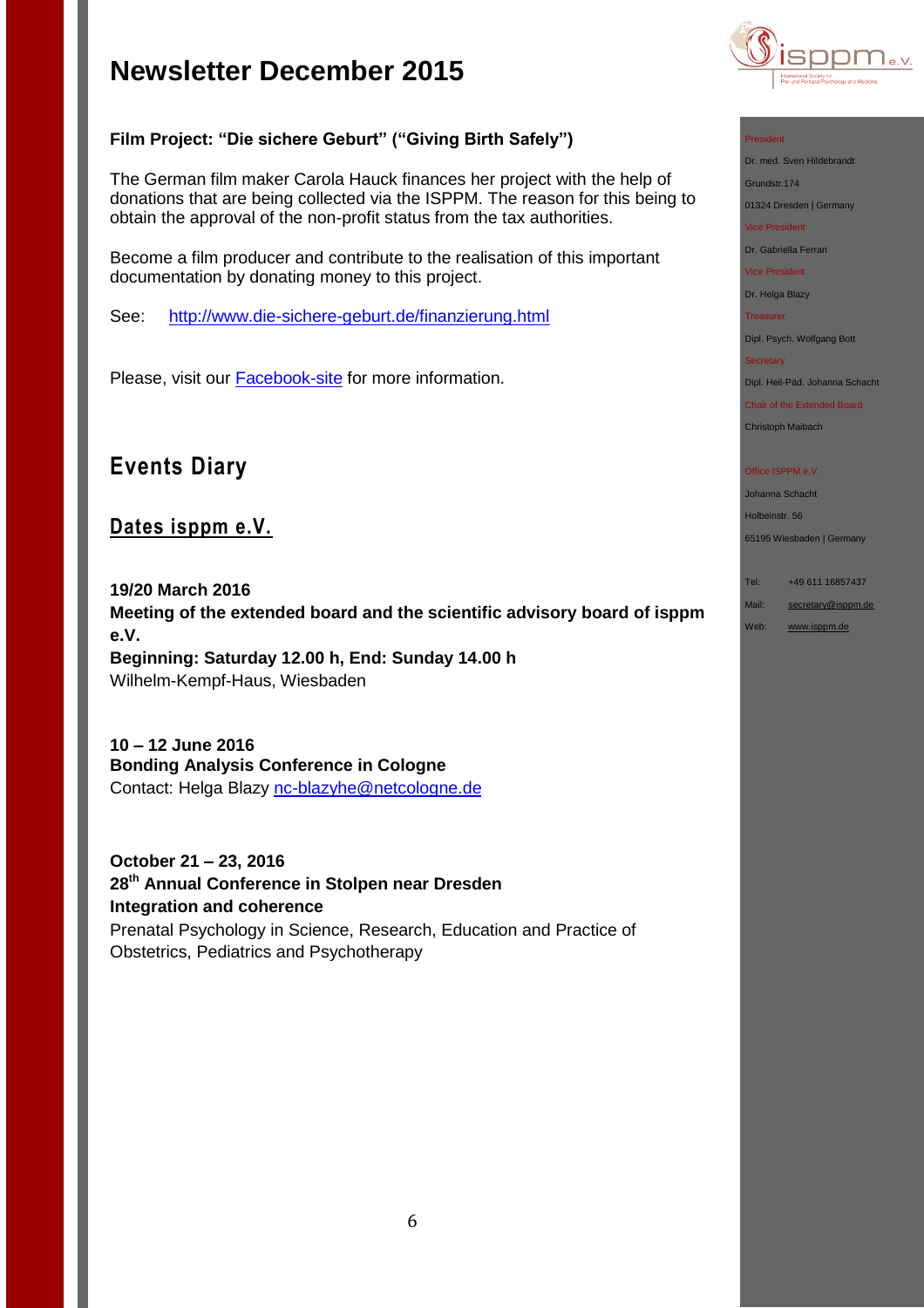# Newsletter December 2015

**Film Project: “Die sichere Geburt” (“Giving Birth Safely”)**

The German film maker Carola Hauck finances her project with the help of donations that are being collected via the ISPPM. The reason for this being to obtain the approval of the non-profit status from the tax authorities.

Become a film producer and contribute to the realisation of this important documentation by donating money to this project.

See: http://www.die-sichere-geburt.de/finanzierung.html

Please, visit our Facebook-site for more information.

## Events Diary

### Dates isppm e.V.

**19/20 March 2016**
**Meeting of the extended board and the scientific advisory board of isppm e.V.**
**Beginning: Saturday 12.00 h, End: Sunday 14.00 h**
Wilhelm-Kempf-Haus, Wiesbaden

**10 – 12 June 2016**
**Bonding Analysis Conference in Cologne**
Contact: Helga Blazy nc-blazyhe@netcologne.de

**October 21 – 23, 2016**
**28th Annual Conference in Stolpen near Dresden**
**Integration and coherence**
Prenatal Psychology in Science, Research, Education and Practice of Obstetrics, Pediatrics and Psychotherapy

---

isppm e.V. – International Society for Pre- and Perinatal Psychology and Medicine

President
Dr. med. Sven Hildebrandt
Grundstr.174
01324 Dresden | Germany

Vice President
Dr. Gabriella Ferrari

Vice President
Dr. Helga Blazy

Treasurer
Dipl. Psych. Wolfgang Bott

Secretary
Dipl. Heil-Päd. Johanna Schacht

Chair of the Extended Board
Christoph Maibach

Office ISPPM e.V.
Johanna Schacht
Holbeinstr. 56
65195 Wiesbaden | Germany

Tel: +49 611 16857437
Mail: secretary@isppm.de
Web: www.isppm.de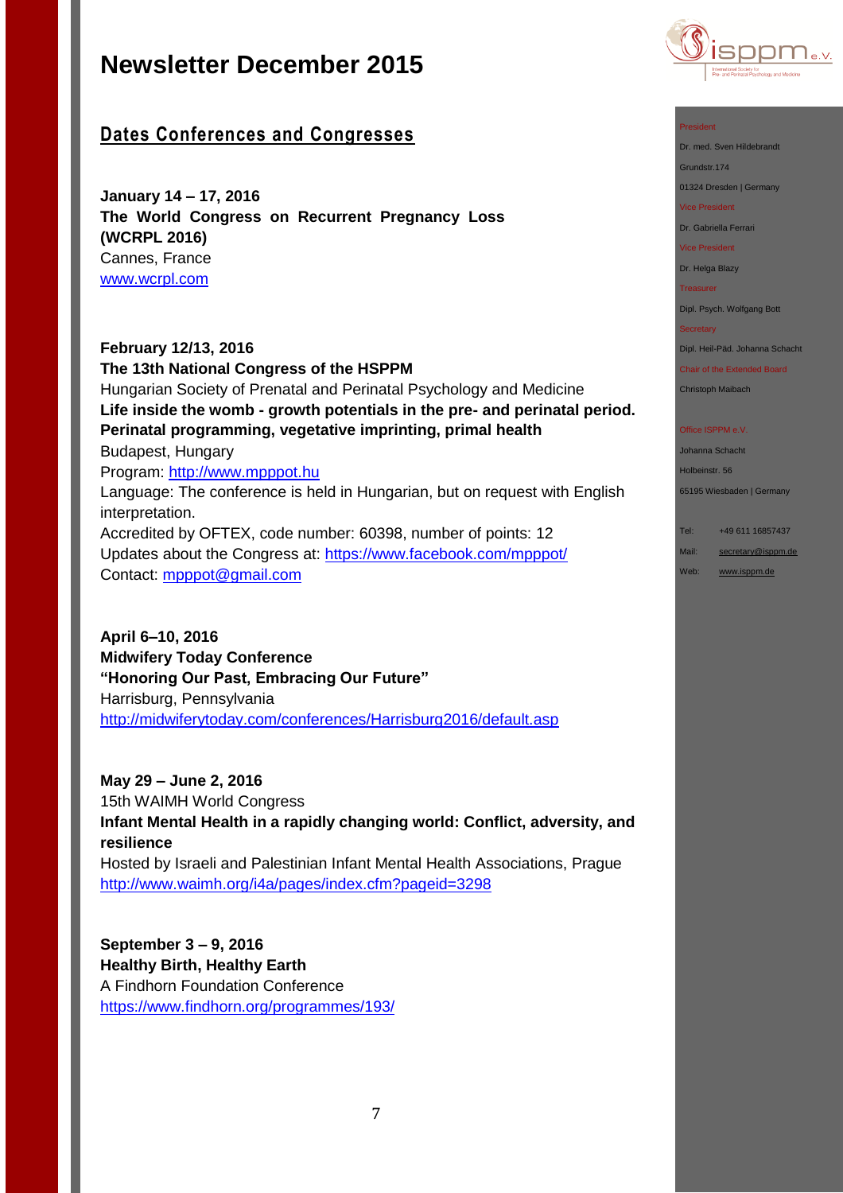# Newsletter December 2015

## Dates Conferences and Congresses

**January 14 – 17, 2016**
**The World Congress on Recurrent Pregnancy Loss (WCRPL 2016)**
Cannes, France
www.wcrpl.com

**February 12/13, 2016**
**The 13th National Congress of the HSPPM**
Hungarian Society of Prenatal and Perinatal Psychology and Medicine
**Life inside the womb - growth potentials in the pre- and perinatal period. Perinatal programming, vegetative imprinting, primal health**
Budapest, Hungary
Program: http://www.mpppot.hu
Language: The conference is held in Hungarian, but on request with English interpretation.
Accredited by OFTEX, code number: 60398, number of points: 12
Updates about the Congress at: https://www.facebook.com/mpppot/
Contact: mpppot@gmail.com

**April 6–10, 2016**
**Midwifery Today Conference**
**"Honoring Our Past, Embracing Our Future"**
Harrisburg, Pennsylvania
http://midwiferytoday.com/conferences/Harrisburg2016/default.asp

**May 29 – June 2, 2016**
15th WAIMH World Congress
**Infant Mental Health in a rapidly changing world: Conflict, adversity, and resilience**
Hosted by Israeli and Palestinian Infant Mental Health Associations, Prague
http://www.waimh.org/i4a/pages/index.cfm?pageid=3298

**September 3 – 9, 2016**
**Healthy Birth, Healthy Earth**
A Findhorn Foundation Conference
https://www.findhorn.org/programmes/193/

President
Dr. med. Sven Hildebrandt
Grundstr.174
01324 Dresden | Germany

Vice President
Dr. Gabriella Ferrari

Vice President
Dr. Helga Blazy

Treasurer
Dipl. Psych. Wolfgang Bott

Secretary
Dipl. Heil-Päd. Johanna Schacht

Chair of the Extended Board
Christoph Maibach

Office ISPPM e.V.
Johanna Schacht
Holbeinstr. 56
65195 Wiesbaden | Germany

Tel: +49 611 16857437
Mail: secretary@isppm.de
Web: www.isppm.de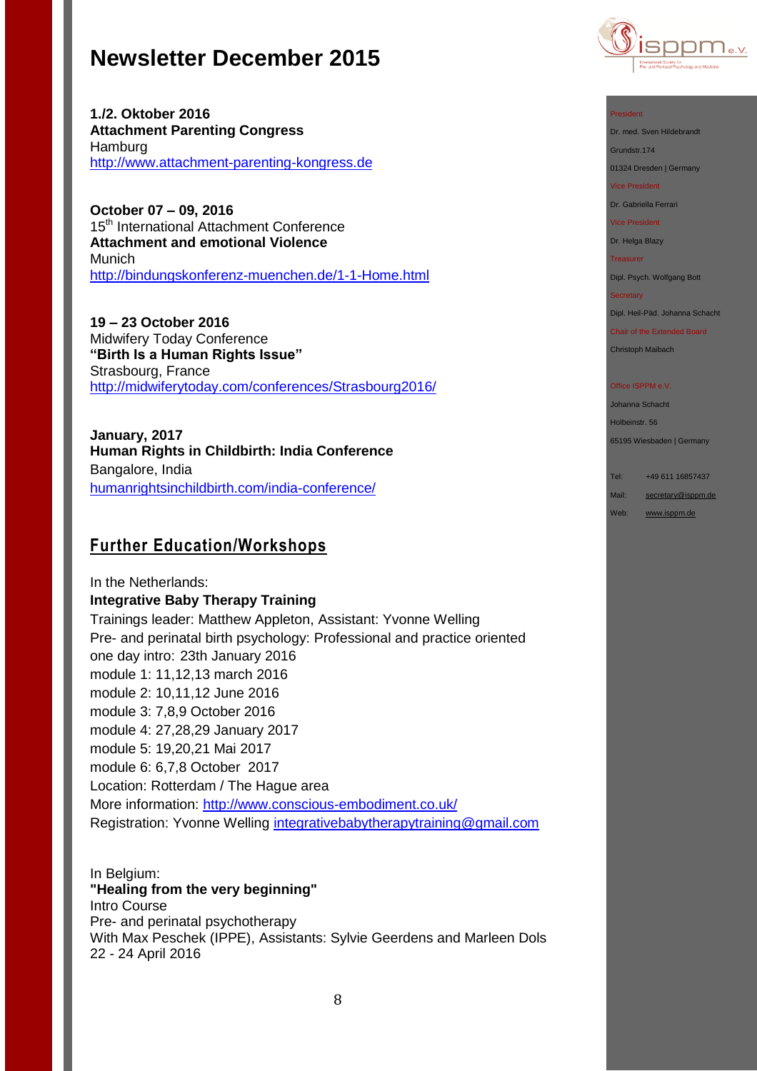**1./2. Oktober 2016**
**Attachment Parenting Congress**
Hamburg
http://www.attachment-parenting-kongress.de

**October 07 – 09, 2016**
15th International Attachment Conference
**Attachment and emotional Violence**
Munich
http://bindungskonferenz-muenchen.de/1-1-Home.html

**19 – 23 October 2016**
Midwifery Today Conference
**"Birth Is a Human Rights Issue"**
Strasbourg, France
http://midwiferytoday.com/conferences/Strasbourg2016/

**January, 2017**
**Human Rights in Childbirth: India Conference**
Bangalore, India
humanrightsinchildbirth.com/india-conference/

## Further Education/Workshops

In the Netherlands:
**Integrative Baby Therapy Training**
Trainings leader: Matthew Appleton, Assistant: Yvonne Welling
Pre- and perinatal birth psychology: Professional and practice oriented
one day intro: 23th January 2016
module 1: 11,12,13 march 2016
module 2: 10,11,12 June 2016
module 3: 7,8,9 October 2016
module 4: 27,28,29 January 2017
module 5: 19,20,21 Mai 2017
module 6: 6,7,8 October 2017
Location: Rotterdam / The Hague area
More information: http://www.conscious-embodiment.co.uk/
Registration: Yvonne Welling integrativebabytherapytraining@gmail.com

In Belgium:
**"Healing from the very beginning"**
Intro Course
Pre- and perinatal psychotherapy
With Max Peschek (IPPE), Assistants: Sylvie Geerdens and Marleen Dols
22 - 24 April 2016

President
Dr. med. Sven Hildebrandt
Grundstr.174
01324 Dresden | Germany
Vice President
Dr. Gabriella Ferrari
Vice President
Dr. Helga Blazy
Treasurer
Dipl. Psych. Wolfgang Bott
Secretary
Dipl. Heil-Päd. Johanna Schacht
Chair of the Extended Board
Christoph Maibach

Office ISPPM e.V.
Johanna Schacht
Holbeinstr. 56
65195 Wiesbaden | Germany

Tel: +49 611 16857437
Mail: secretary@isppm.de
Web: www.isppm.de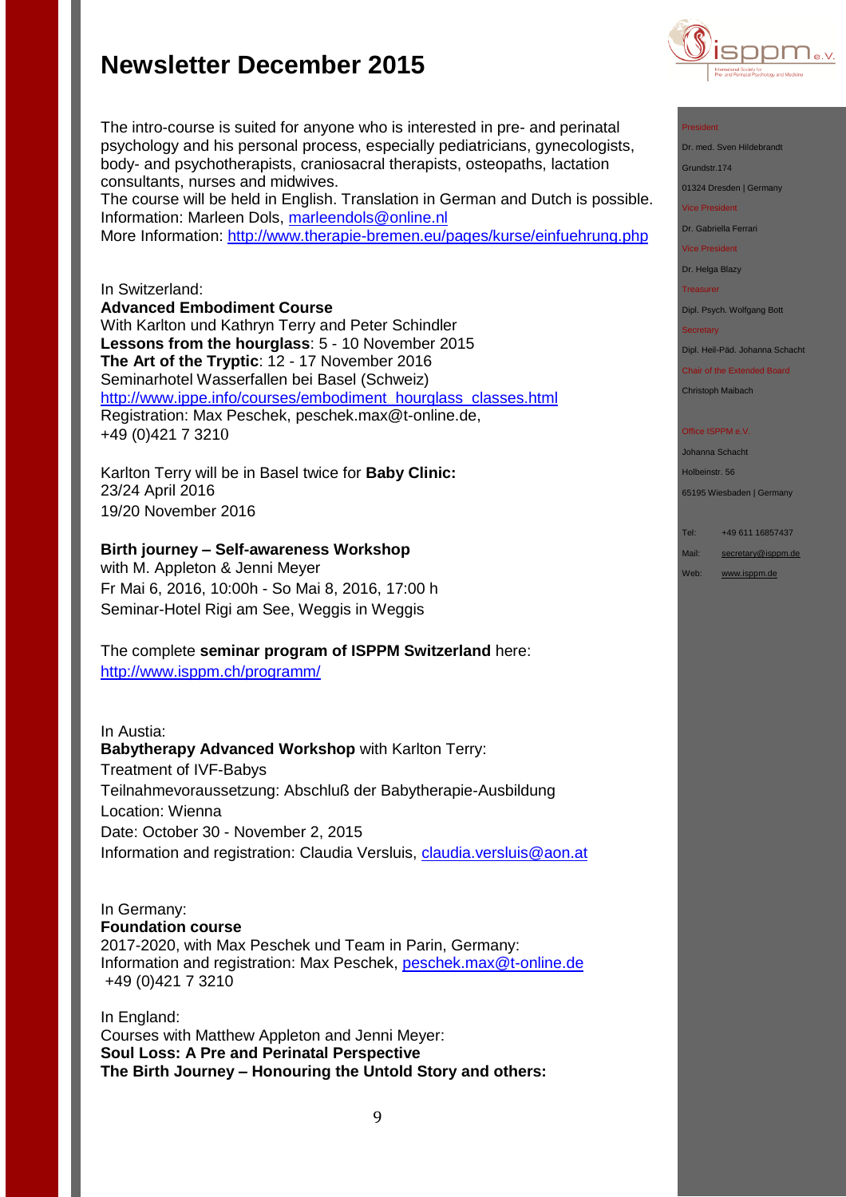# Newsletter December 2015

The intro-course is suited for anyone who is interested in pre- and perinatal psychology and his personal process, especially pediatricians, gynecologists, body- and psychotherapists, craniosacral therapists, osteopaths, lactation consultants, nurses and midwives.
The course will be held in English. Translation in German and Dutch is possible.
Information: Marleen Dols, marleendols@online.nl
More Information: http://www.therapie-bremen.eu/pages/kurse/einfuehrung.php

In Switzerland:
**Advanced Embodiment Course**
With Karlton und Kathryn Terry and Peter Schindler
**Lessons from the hourglass**: 5 - 10 November 2015
**The Art of the Tryptic**: 12 - 17 November 2016
Seminarhotel Wasserfallen bei Basel (Schweiz)
http://www.ippe.info/courses/embodiment_hourglass_classes.html
Registration: Max Peschek, peschek.max@t-online.de,
+49 (0)421 7 3210

Karlton Terry will be in Basel twice for **Baby Clinic:**
23/24 April 2016
19/20 November 2016

**Birth journey – Self-awareness Workshop**
with M. Appleton & Jenni Meyer
Fr Mai 6, 2016, 10:00h - So Mai 8, 2016, 17:00 h
Seminar-Hotel Rigi am See, Weggis in Weggis

The complete **seminar program of ISPPM Switzerland** here:
http://www.isppm.ch/programm/

In Austia:
**Babytherapy Advanced Workshop** with Karlton Terry:
Treatment of IVF-Babys
Teilnahmevoraussetzung: Abschluß der Babytherapie-Ausbildung
Location: Wienna
Date: October 30 - November 2, 2015
Information and registration: Claudia Versluis, claudia.versluis@aon.at

In Germany:
**Foundation course**
2017-2020, with Max Peschek und Team in Parin, Germany:
Information and registration: Max Peschek, peschek.max@t-online.de
+49 (0)421 7 3210

In England:
Courses with Matthew Appleton and Jenni Meyer:
**Soul Loss: A Pre and Perinatal Perspective**
**The Birth Journey – Honouring the Untold Story and others:**

President
Dr. med. Sven Hildebrandt
Grundstr.174
01324 Dresden | Germany
Vice President
Dr. Gabriella Ferrari
Vice President
Dr. Helga Blazy
Treasurer
Dipl. Psych. Wolfgang Bott
Secretary
Dipl. Heil-Päd. Johanna Schacht
Chair of the Extended Board
Christoph Maibach

Office ISPPM e.V.
Johanna Schacht
Holbeinstr. 56
65195 Wiesbaden | Germany

Tel: +49 611 16857437
Mail: secretary@isppm.de
Web: www.isppm.de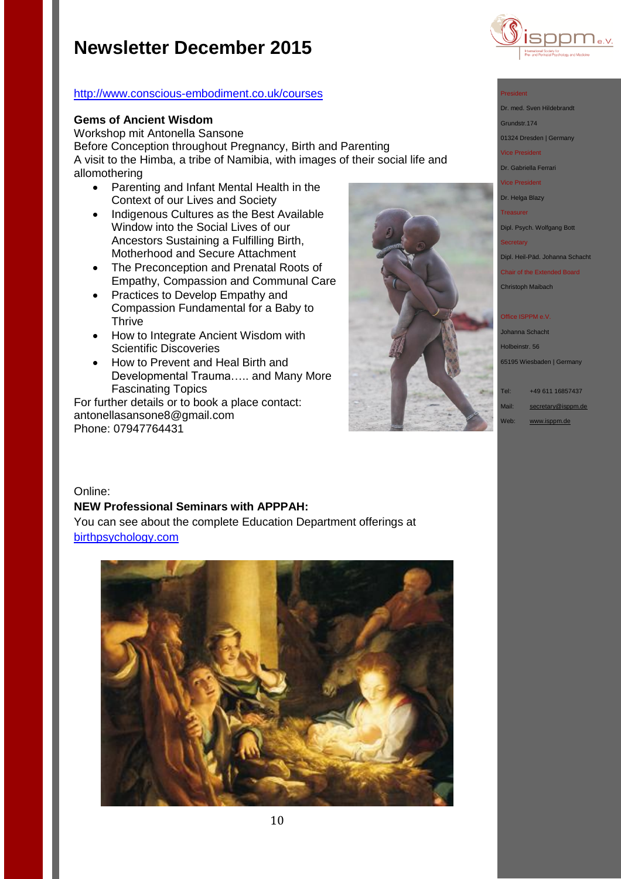http://www.conscious-embodiment.co.uk/courses

**Gems of Ancient Wisdom**
Workshop mit Antonella Sansone
Before Conception throughout Pregnancy, Birth and Parenting
A visit to the Himba, a tribe of Namibia, with images of their social life and allomothering

- Parenting and Infant Mental Health in the Context of our Lives and Society
- Indigenous Cultures as the Best Available Window into the Social Lives of our Ancestors Sustaining a Fulfilling Birth, Motherhood and Secure Attachment
- The Preconception and Prenatal Roots of Empathy, Compassion and Communal Care
- Practices to Develop Empathy and Compassion Fundamental for a Baby to Thrive
- How to Integrate Ancient Wisdom with Scientific Discoveries
- How to Prevent and Heal Birth and Developmental Trauma….. and Many More Fascinating Topics

For further details or to book a place contact:
antonellasansone8@gmail.com
Phone: 07947764431

Online:
**NEW Professional Seminars with APPPAH:**
You can see about the complete Education Department offerings at birthpsychology.com

President
Dr. med. Sven Hildebrandt
Grundstr.174
01324 Dresden | Germany
Vice President
Dr. Gabriella Ferrari
Vice President
Dr. Helga Blazy
Treasurer
Dipl. Psych. Wolfgang Bott
Secretary
Dipl. Heil-Päd. Johanna Schacht
Chair of the Extended Board
Christoph Maibach

Office ISPPM e.V.
Johanna Schacht
Holbeinstr. 56
65195 Wiesbaden | Germany

Tel: +49 611 16857437
Mail: secretary@isppm.de
Web: www.isppm.de